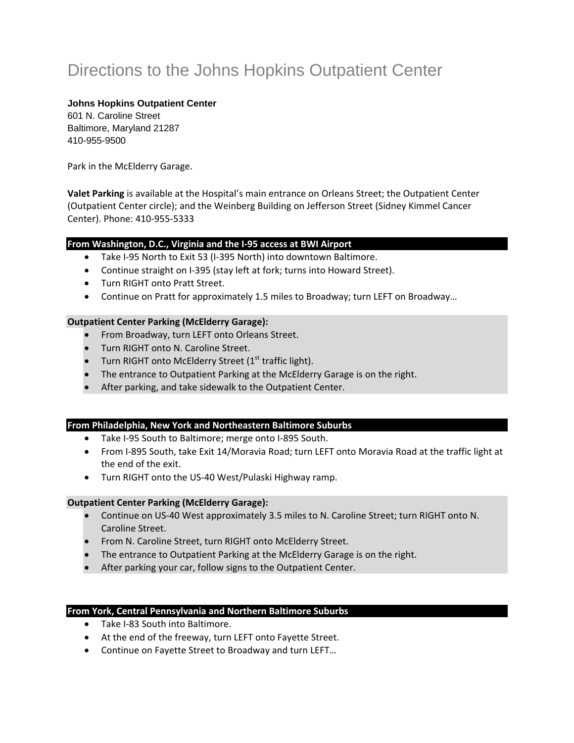# Directions to the Johns Hopkins Outpatient Center

**Johns Hopkins Outpatient Center**
601 N. Caroline Street
Baltimore, Maryland 21287
410-955-9500

Park in the McElderry Garage.

**Valet Parking** is available at the Hospital's main entrance on Orleans Street; the Outpatient Center (Outpatient Center circle); and the Weinberg Building on Jefferson Street (Sidney Kimmel Cancer Center). Phone: 410-955-5333

### From Washington, D.C., Virginia and the I-95 access at BWI Airport

- Take I-95 North to Exit 53 (I-395 North) into downtown Baltimore.
- Continue straight on I-395 (stay left at fork; turns into Howard Street).
- Turn RIGHT onto Pratt Street.
- Continue on Pratt for approximately 1.5 miles to Broadway; turn LEFT on Broadway…

**Outpatient Center Parking (McElderry Garage):**

- From Broadway, turn LEFT onto Orleans Street.
- Turn RIGHT onto N. Caroline Street.
- Turn RIGHT onto McElderry Street (1st traffic light).
- The entrance to Outpatient Parking at the McElderry Garage is on the right.
- After parking, and take sidewalk to the Outpatient Center.

### From Philadelphia, New York and Northeastern Baltimore Suburbs

- Take I-95 South to Baltimore; merge onto I-895 South.
- From I-895 South, take Exit 14/Moravia Road; turn LEFT onto Moravia Road at the traffic light at the end of the exit.
- Turn RIGHT onto the US-40 West/Pulaski Highway ramp.

**Outpatient Center Parking (McElderry Garage):**

- Continue on US-40 West approximately 3.5 miles to N. Caroline Street; turn RIGHT onto N. Caroline Street.
- From N. Caroline Street, turn RIGHT onto McElderry Street.
- The entrance to Outpatient Parking at the McElderry Garage is on the right.
- After parking your car, follow signs to the Outpatient Center.

### From York, Central Pennsylvania and Northern Baltimore Suburbs

- Take I-83 South into Baltimore.
- At the end of the freeway, turn LEFT onto Fayette Street.
- Continue on Fayette Street to Broadway and turn LEFT…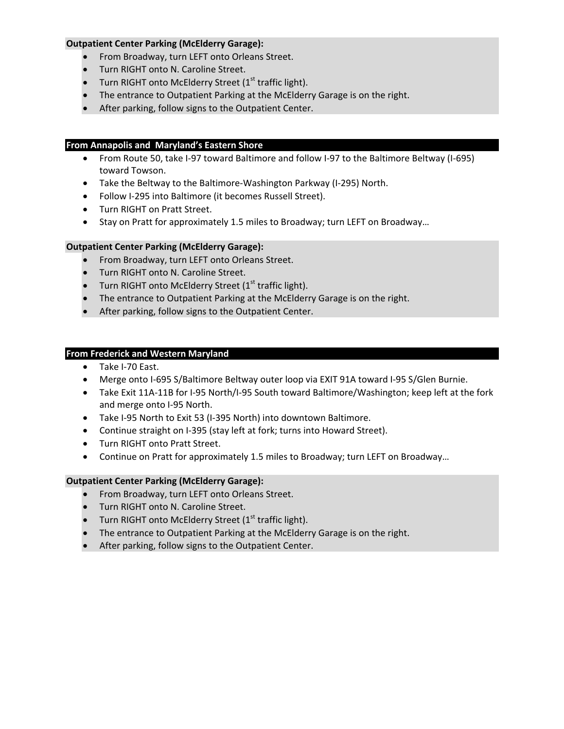**Outpatient Center Parking (McElderry Garage):**

- From Broadway, turn LEFT onto Orleans Street.
- Turn RIGHT onto N. Caroline Street.
- Turn RIGHT onto McElderry Street (1st traffic light).
- The entrance to Outpatient Parking at the McElderry Garage is on the right.
- After parking, follow signs to the Outpatient Center.

## From Annapolis and Maryland's Eastern Shore

- From Route 50, take I-97 toward Baltimore and follow I-97 to the Baltimore Beltway (I-695) toward Towson.
- Take the Beltway to the Baltimore-Washington Parkway (I-295) North.
- Follow I-295 into Baltimore (it becomes Russell Street).
- Turn RIGHT on Pratt Street.
- Stay on Pratt for approximately 1.5 miles to Broadway; turn LEFT on Broadway…

**Outpatient Center Parking (McElderry Garage):**

- From Broadway, turn LEFT onto Orleans Street.
- Turn RIGHT onto N. Caroline Street.
- Turn RIGHT onto McElderry Street (1st traffic light).
- The entrance to Outpatient Parking at the McElderry Garage is on the right.
- After parking, follow signs to the Outpatient Center.

## From Frederick and Western Maryland

- Take I-70 East.
- Merge onto I-695 S/Baltimore Beltway outer loop via EXIT 91A toward I-95 S/Glen Burnie.
- Take Exit 11A-11B for I-95 North/I-95 South toward Baltimore/Washington; keep left at the fork and merge onto I-95 North.
- Take I-95 North to Exit 53 (I-395 North) into downtown Baltimore.
- Continue straight on I-395 (stay left at fork; turns into Howard Street).
- Turn RIGHT onto Pratt Street.
- Continue on Pratt for approximately 1.5 miles to Broadway; turn LEFT on Broadway…

**Outpatient Center Parking (McElderry Garage):**

- From Broadway, turn LEFT onto Orleans Street.
- Turn RIGHT onto N. Caroline Street.
- Turn RIGHT onto McElderry Street (1st traffic light).
- The entrance to Outpatient Parking at the McElderry Garage is on the right.
- After parking, follow signs to the Outpatient Center.